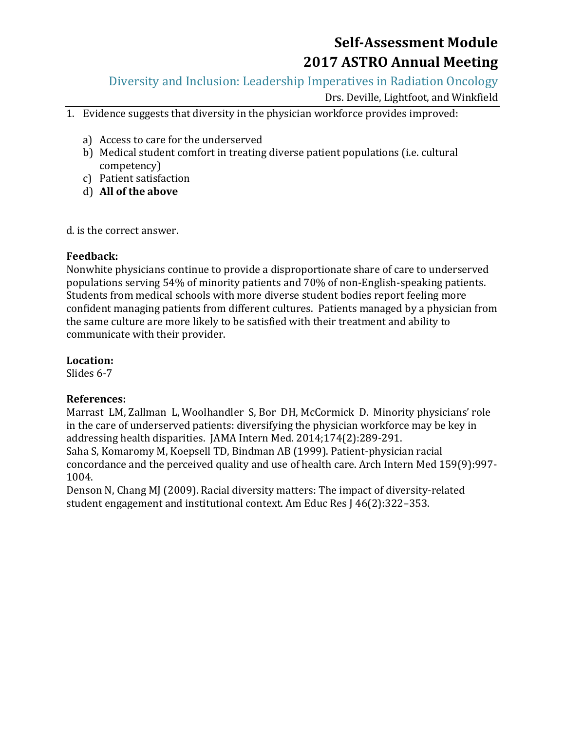# Self-Assessment Module
# 2017 ASTRO Annual Meeting

## Diversity and Inclusion: Leadership Imperatives in Radiation Oncology

Drs. Deville, Lightfoot, and Winkfield

1. Evidence suggests that diversity in the physician workforce provides improved:

   a) Access to care for the underserved
   b) Medical student comfort in treating diverse patient populations (i.e. cultural competency)
   c) Patient satisfaction
   d) **All of the above**

d. is the correct answer.

**Feedback:**
Nonwhite physicians continue to provide a disproportionate share of care to underserved populations serving 54% of minority patients and 70% of non-English-speaking patients. Students from medical schools with more diverse student bodies report feeling more confident managing patients from different cultures. Patients managed by a physician from the same culture are more likely to be satisfied with their treatment and ability to communicate with their provider.

**Location:**
Slides 6-7

**References:**
Marrast LM, Zallman L, Woolhandler S, Bor DH, McCormick D. Minority physicians' role in the care of underserved patients: diversifying the physician workforce may be key in addressing health disparities. JAMA Intern Med. 2014;174(2):289-291.
Saha S, Komaromy M, Koepsell TD, Bindman AB (1999). Patient-physician racial concordance and the perceived quality and use of health care. Arch Intern Med 159(9):997-1004.
Denson N, Chang MJ (2009). Racial diversity matters: The impact of diversity-related student engagement and institutional context. Am Educ Res J 46(2):322–353.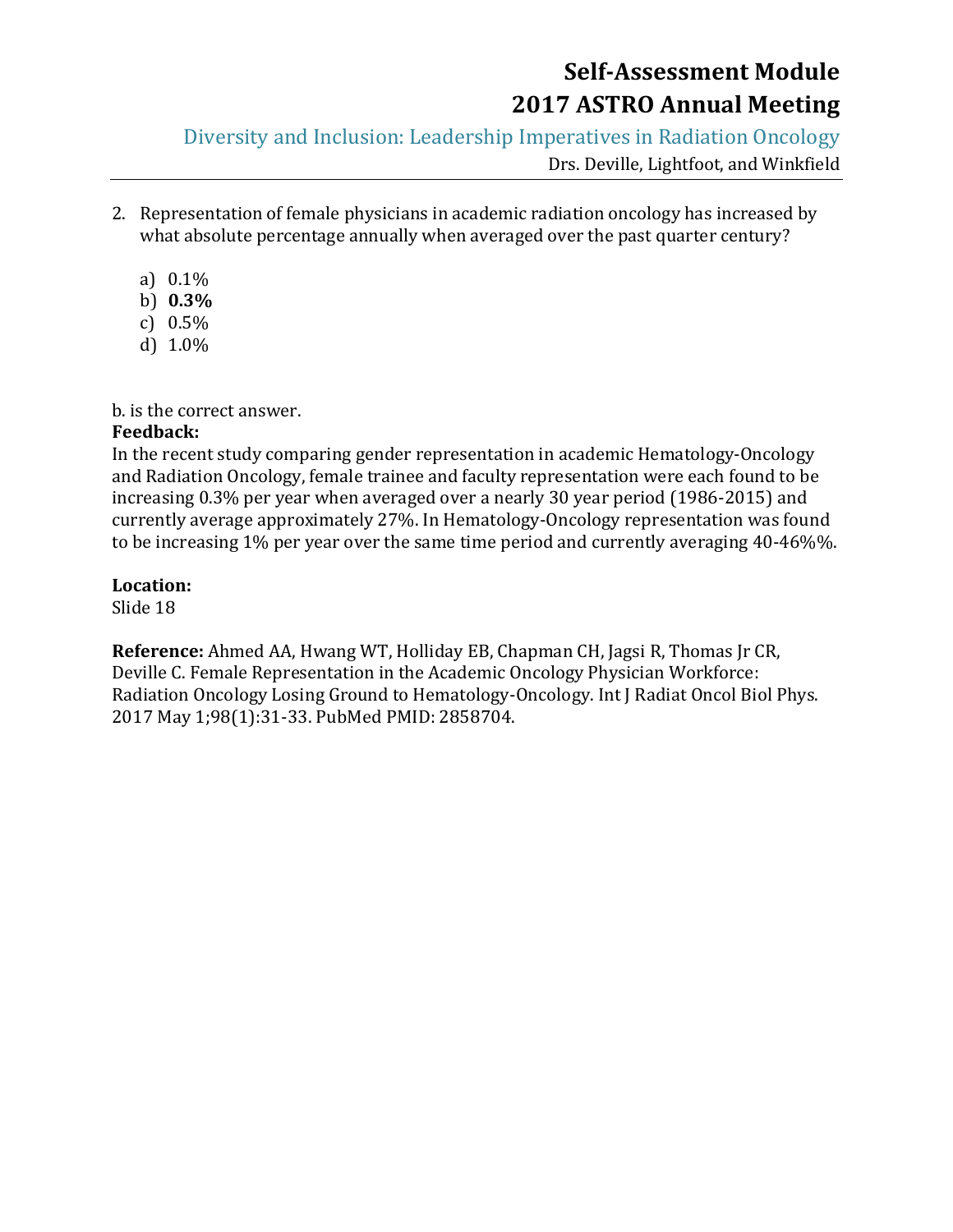2. Representation of female physicians in academic radiation oncology has increased by what absolute percentage annually when averaged over the past quarter century?

   a) 0.1%
   b) **0.3%**
   c) 0.5%
   d) 1.0%

b. is the correct answer.

**Feedback:**
In the recent study comparing gender representation in academic Hematology-Oncology and Radiation Oncology, female trainee and faculty representation were each found to be increasing 0.3% per year when averaged over a nearly 30 year period (1986-2015) and currently average approximately 27%. In Hematology-Oncology representation was found to be increasing 1% per year over the same time period and currently averaging 40-46%%.

**Location:**
Slide 18

**Reference:** Ahmed AA, Hwang WT, Holliday EB, Chapman CH, Jagsi R, Thomas Jr CR, Deville C. Female Representation in the Academic Oncology Physician Workforce: Radiation Oncology Losing Ground to Hematology-Oncology. Int J Radiat Oncol Biol Phys. 2017 May 1;98(1):31-33. PubMed PMID: 2858704.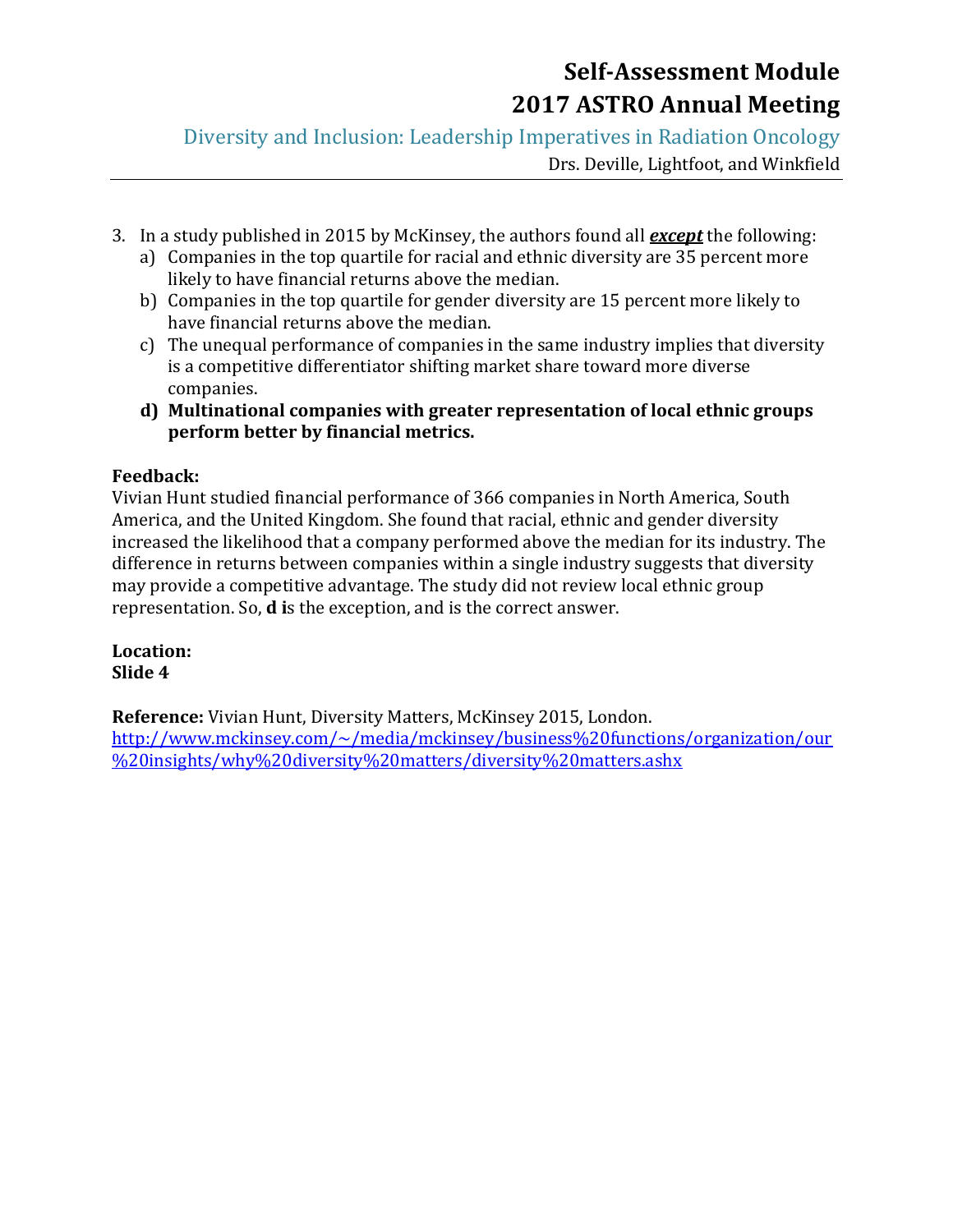3. In a study published in 2015 by McKinsey, the authors found all ***except*** the following:
   a) Companies in the top quartile for racial and ethnic diversity are 35 percent more likely to have financial returns above the median.
   b) Companies in the top quartile for gender diversity are 15 percent more likely to have financial returns above the median.
   c) The unequal performance of companies in the same industry implies that diversity is a competitive differentiator shifting market share toward more diverse companies.
   **d) Multinational companies with greater representation of local ethnic groups perform better by financial metrics.**

**Feedback:**
Vivian Hunt studied financial performance of 366 companies in North America, South America, and the United Kingdom. She found that racial, ethnic and gender diversity increased the likelihood that a company performed above the median for its industry. The difference in returns between companies within a single industry suggests that diversity may provide a competitive advantage. The study did not review local ethnic group representation. So, **d i**s the exception, and is the correct answer.

**Location:**
**Slide 4**

**Reference:** Vivian Hunt, Diversity Matters, McKinsey 2015, London.
[http://www.mckinsey.com/~/media/mckinsey/business%20functions/organization/our%20insights/why%20diversity%20matters/diversity%20matters.ashx](http://www.mckinsey.com/~/media/mckinsey/business%20functions/organization/our%20insights/why%20diversity%20matters/diversity%20matters.ashx)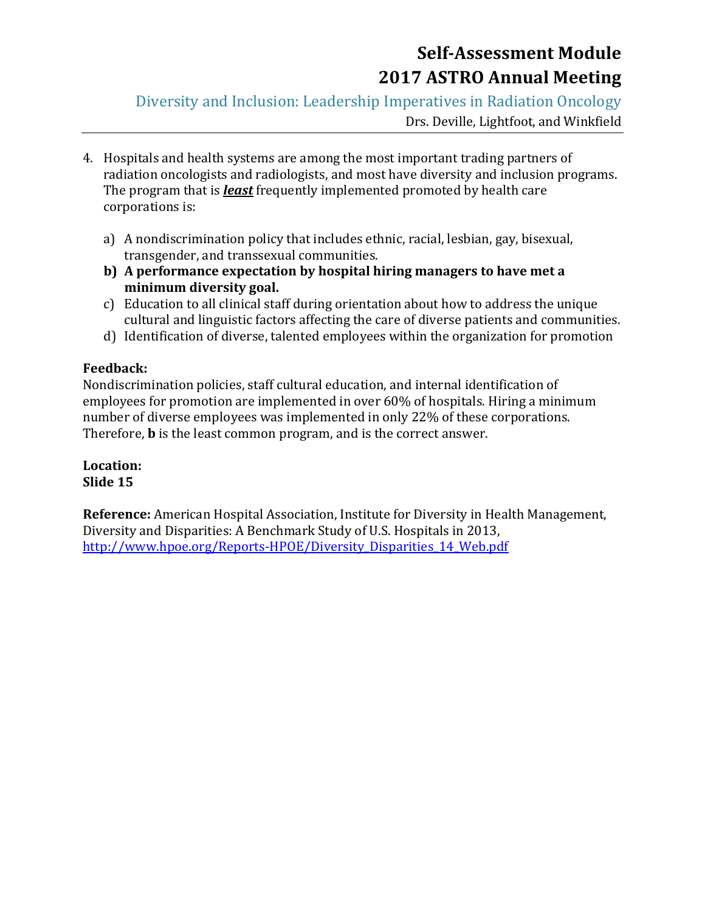4. Hospitals and health systems are among the most important trading partners of radiation oncologists and radiologists, and most have diversity and inclusion programs. The program that is ***least*** frequently implemented promoted by health care corporations is:

   a) A nondiscrimination policy that includes ethnic, racial, lesbian, gay, bisexual, transgender, and transsexual communities.
   **b) A performance expectation by hospital hiring managers to have met a minimum diversity goal.**
   c) Education to all clinical staff during orientation about how to address the unique cultural and linguistic factors affecting the care of diverse patients and communities.
   d) Identification of diverse, talented employees within the organization for promotion

**Feedback:**
Nondiscrimination policies, staff cultural education, and internal identification of employees for promotion are implemented in over 60% of hospitals. Hiring a minimum number of diverse employees was implemented in only 22% of these corporations. Therefore, **b** is the least common program, and is the correct answer.

**Location:**
**Slide 15**

**Reference:** American Hospital Association, Institute for Diversity in Health Management, Diversity and Disparities: A Benchmark Study of U.S. Hospitals in 2013, http://www.hpoe.org/Reports-HPOE/Diversity_Disparities_14_Web.pdf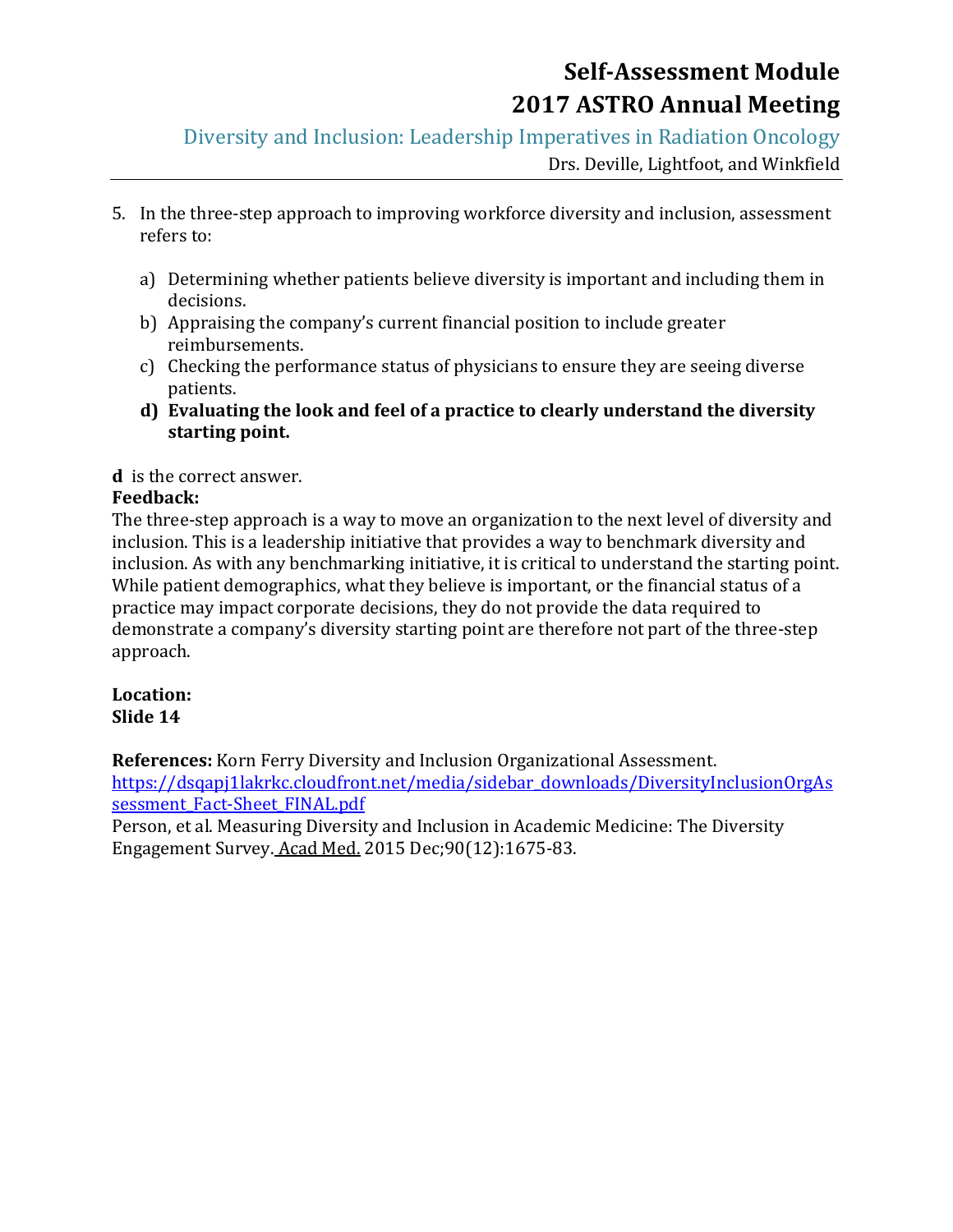5. In the three-step approach to improving workforce diversity and inclusion, assessment refers to:

   a) Determining whether patients believe diversity is important and including them in decisions.
   b) Appraising the company's current financial position to include greater reimbursements.
   c) Checking the performance status of physicians to ensure they are seeing diverse patients.
   **d) Evaluating the look and feel of a practice to clearly understand the diversity starting point.**

**d** is the correct answer.

**Feedback:**

The three-step approach is a way to move an organization to the next level of diversity and inclusion. This is a leadership initiative that provides a way to benchmark diversity and inclusion. As with any benchmarking initiative, it is critical to understand the starting point. While patient demographics, what they believe is important, or the financial status of a practice may impact corporate decisions, they do not provide the data required to demonstrate a company's diversity starting point are therefore not part of the three-step approach.

**Location:**
**Slide 14**

**References:** Korn Ferry Diversity and Inclusion Organizational Assessment. https://dsqapj1lakrkc.cloudfront.net/media/sidebar_downloads/DiversityInclusionOrgAssessment_Fact-Sheet_FINAL.pdf

Person, et al. Measuring Diversity and Inclusion in Academic Medicine: The Diversity Engagement Survey. Acad Med. 2015 Dec;90(12):1675-83.